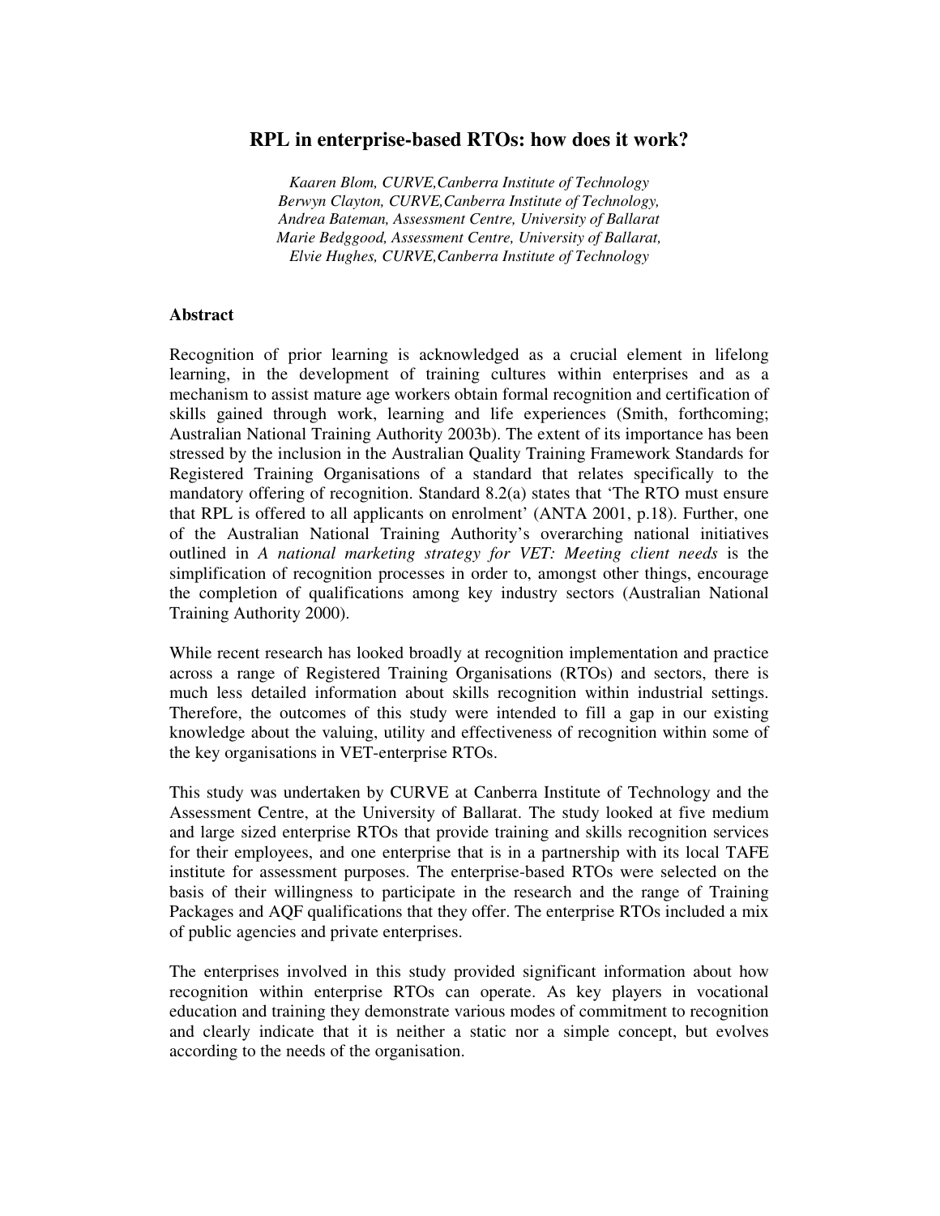# RPL in enterprise-based RTOs: how does it work?

*Kaaren Blom, CURVE,Canberra Institute of Technology*
*Berwyn Clayton, CURVE,Canberra Institute of Technology,*
*Andrea Bateman, Assessment Centre, University of Ballarat*
*Marie Bedggood, Assessment Centre, University of Ballarat,*
*Elvie Hughes, CURVE,Canberra Institute of Technology*

## Abstract

Recognition of prior learning is acknowledged as a crucial element in lifelong learning, in the development of training cultures within enterprises and as a mechanism to assist mature age workers obtain formal recognition and certification of skills gained through work, learning and life experiences (Smith, forthcoming; Australian National Training Authority 2003b). The extent of its importance has been stressed by the inclusion in the Australian Quality Training Framework Standards for Registered Training Organisations of a standard that relates specifically to the mandatory offering of recognition. Standard 8.2(a) states that 'The RTO must ensure that RPL is offered to all applicants on enrolment' (ANTA 2001, p.18). Further, one of the Australian National Training Authority's overarching national initiatives outlined in *A national marketing strategy for VET: Meeting client needs* is the simplification of recognition processes in order to, amongst other things, encourage the completion of qualifications among key industry sectors (Australian National Training Authority 2000).

While recent research has looked broadly at recognition implementation and practice across a range of Registered Training Organisations (RTOs) and sectors, there is much less detailed information about skills recognition within industrial settings. Therefore, the outcomes of this study were intended to fill a gap in our existing knowledge about the valuing, utility and effectiveness of recognition within some of the key organisations in VET-enterprise RTOs.

This study was undertaken by CURVE at Canberra Institute of Technology and the Assessment Centre, at the University of Ballarat. The study looked at five medium and large sized enterprise RTOs that provide training and skills recognition services for their employees, and one enterprise that is in a partnership with its local TAFE institute for assessment purposes. The enterprise-based RTOs were selected on the basis of their willingness to participate in the research and the range of Training Packages and AQF qualifications that they offer. The enterprise RTOs included a mix of public agencies and private enterprises.

The enterprises involved in this study provided significant information about how recognition within enterprise RTOs can operate. As key players in vocational education and training they demonstrate various modes of commitment to recognition and clearly indicate that it is neither a static nor a simple concept, but evolves according to the needs of the organisation.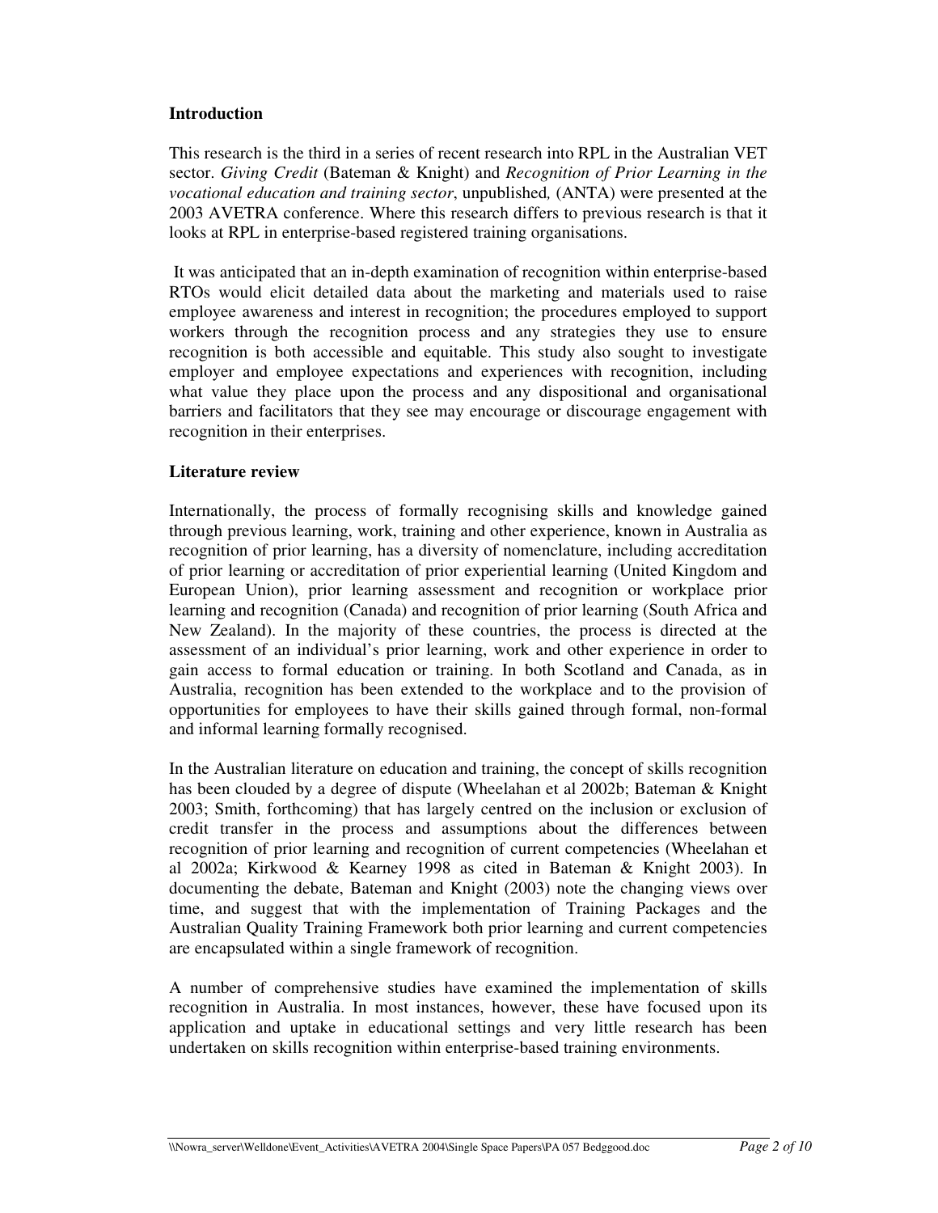**Introduction**

This research is the third in a series of recent research into RPL in the Australian VET sector. *Giving Credit* (Bateman & Knight) and *Recognition of Prior Learning in the vocational education and training sector*, unpublished, (ANTA) were presented at the 2003 AVETRA conference. Where this research differs to previous research is that it looks at RPL in enterprise-based registered training organisations.

It was anticipated that an in-depth examination of recognition within enterprise-based RTOs would elicit detailed data about the marketing and materials used to raise employee awareness and interest in recognition; the procedures employed to support workers through the recognition process and any strategies they use to ensure recognition is both accessible and equitable. This study also sought to investigate employer and employee expectations and experiences with recognition, including what value they place upon the process and any dispositional and organisational barriers and facilitators that they see may encourage or discourage engagement with recognition in their enterprises.

**Literature review**

Internationally, the process of formally recognising skills and knowledge gained through previous learning, work, training and other experience, known in Australia as recognition of prior learning, has a diversity of nomenclature, including accreditation of prior learning or accreditation of prior experiential learning (United Kingdom and European Union), prior learning assessment and recognition or workplace prior learning and recognition (Canada) and recognition of prior learning (South Africa and New Zealand). In the majority of these countries, the process is directed at the assessment of an individual's prior learning, work and other experience in order to gain access to formal education or training. In both Scotland and Canada, as in Australia, recognition has been extended to the workplace and to the provision of opportunities for employees to have their skills gained through formal, non-formal and informal learning formally recognised.

In the Australian literature on education and training, the concept of skills recognition has been clouded by a degree of dispute (Wheelahan et al 2002b; Bateman & Knight 2003; Smith, forthcoming) that has largely centred on the inclusion or exclusion of credit transfer in the process and assumptions about the differences between recognition of prior learning and recognition of current competencies (Wheelahan et al 2002a; Kirkwood & Kearney 1998 as cited in Bateman & Knight 2003). In documenting the debate, Bateman and Knight (2003) note the changing views over time, and suggest that with the implementation of Training Packages and the Australian Quality Training Framework both prior learning and current competencies are encapsulated within a single framework of recognition.

A number of comprehensive studies have examined the implementation of skills recognition in Australia. In most instances, however, these have focused upon its application and uptake in educational settings and very little research has been undertaken on skills recognition within enterprise-based training environments.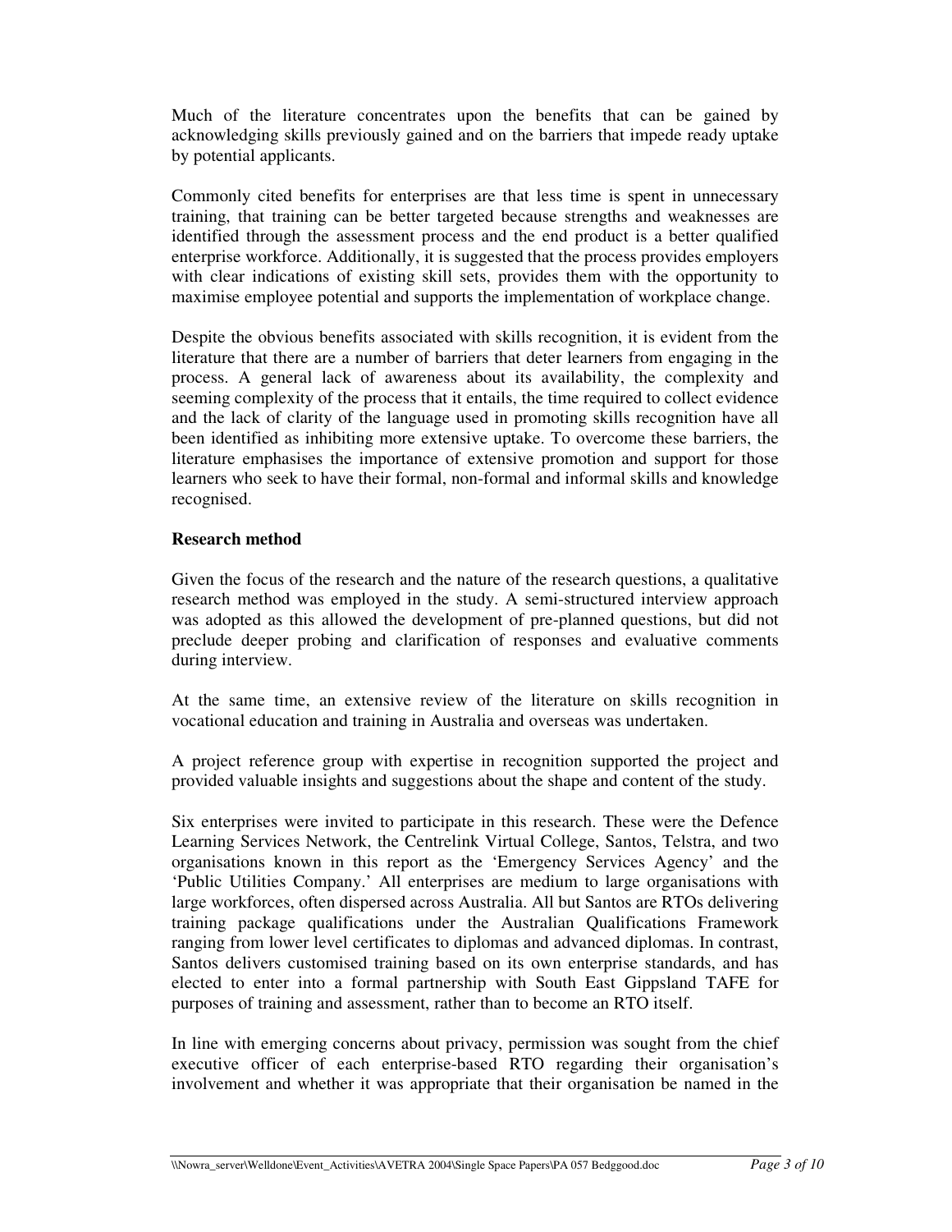Much of the literature concentrates upon the benefits that can be gained by acknowledging skills previously gained and on the barriers that impede ready uptake by potential applicants.

Commonly cited benefits for enterprises are that less time is spent in unnecessary training, that training can be better targeted because strengths and weaknesses are identified through the assessment process and the end product is a better qualified enterprise workforce. Additionally, it is suggested that the process provides employers with clear indications of existing skill sets, provides them with the opportunity to maximise employee potential and supports the implementation of workplace change.

Despite the obvious benefits associated with skills recognition, it is evident from the literature that there are a number of barriers that deter learners from engaging in the process. A general lack of awareness about its availability, the complexity and seeming complexity of the process that it entails, the time required to collect evidence and the lack of clarity of the language used in promoting skills recognition have all been identified as inhibiting more extensive uptake. To overcome these barriers, the literature emphasises the importance of extensive promotion and support for those learners who seek to have their formal, non-formal and informal skills and knowledge recognised.

**Research method**

Given the focus of the research and the nature of the research questions, a qualitative research method was employed in the study. A semi-structured interview approach was adopted as this allowed the development of pre-planned questions, but did not preclude deeper probing and clarification of responses and evaluative comments during interview.

At the same time, an extensive review of the literature on skills recognition in vocational education and training in Australia and overseas was undertaken.

A project reference group with expertise in recognition supported the project and provided valuable insights and suggestions about the shape and content of the study.

Six enterprises were invited to participate in this research. These were the Defence Learning Services Network, the Centrelink Virtual College, Santos, Telstra, and two organisations known in this report as the 'Emergency Services Agency' and the 'Public Utilities Company.' All enterprises are medium to large organisations with large workforces, often dispersed across Australia. All but Santos are RTOs delivering training package qualifications under the Australian Qualifications Framework ranging from lower level certificates to diplomas and advanced diplomas. In contrast, Santos delivers customised training based on its own enterprise standards, and has elected to enter into a formal partnership with South East Gippsland TAFE for purposes of training and assessment, rather than to become an RTO itself.

In line with emerging concerns about privacy, permission was sought from the chief executive officer of each enterprise-based RTO regarding their organisation's involvement and whether it was appropriate that their organisation be named in the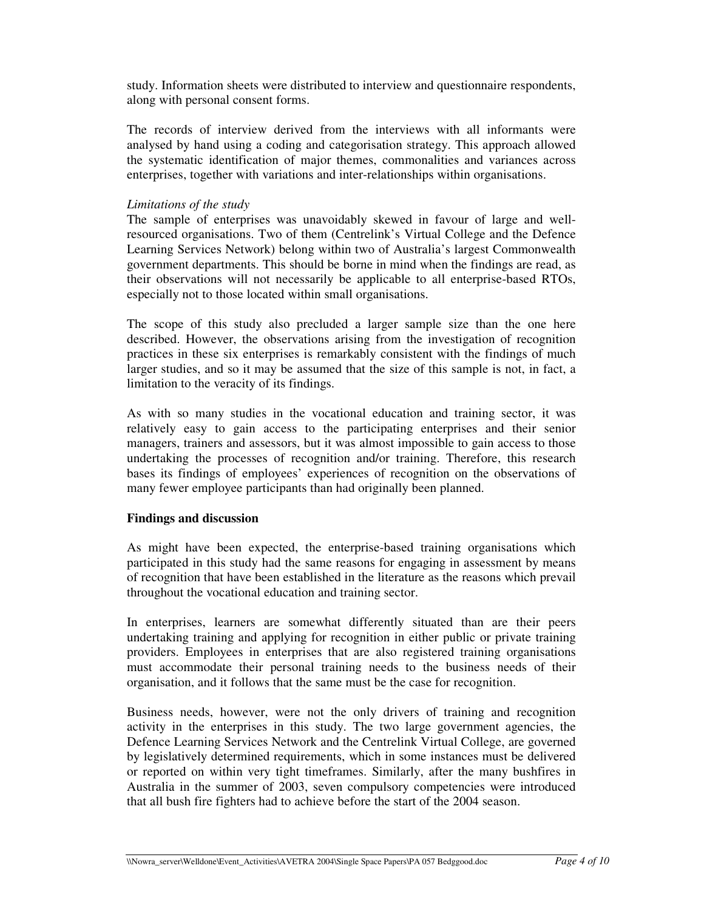study. Information sheets were distributed to interview and questionnaire respondents, along with personal consent forms.

The records of interview derived from the interviews with all informants were analysed by hand using a coding and categorisation strategy. This approach allowed the systematic identification of major themes, commonalities and variances across enterprises, together with variations and inter-relationships within organisations.

*Limitations of the study*

The sample of enterprises was unavoidably skewed in favour of large and well-resourced organisations. Two of them (Centrelink's Virtual College and the Defence Learning Services Network) belong within two of Australia's largest Commonwealth government departments. This should be borne in mind when the findings are read, as their observations will not necessarily be applicable to all enterprise-based RTOs, especially not to those located within small organisations.

The scope of this study also precluded a larger sample size than the one here described. However, the observations arising from the investigation of recognition practices in these six enterprises is remarkably consistent with the findings of much larger studies, and so it may be assumed that the size of this sample is not, in fact, a limitation to the veracity of its findings.

As with so many studies in the vocational education and training sector, it was relatively easy to gain access to the participating enterprises and their senior managers, trainers and assessors, but it was almost impossible to gain access to those undertaking the processes of recognition and/or training. Therefore, this research bases its findings of employees' experiences of recognition on the observations of many fewer employee participants than had originally been planned.

**Findings and discussion**

As might have been expected, the enterprise-based training organisations which participated in this study had the same reasons for engaging in assessment by means of recognition that have been established in the literature as the reasons which prevail throughout the vocational education and training sector.

In enterprises, learners are somewhat differently situated than are their peers undertaking training and applying for recognition in either public or private training providers. Employees in enterprises that are also registered training organisations must accommodate their personal training needs to the business needs of their organisation, and it follows that the same must be the case for recognition.

Business needs, however, were not the only drivers of training and recognition activity in the enterprises in this study. The two large government agencies, the Defence Learning Services Network and the Centrelink Virtual College, are governed by legislatively determined requirements, which in some instances must be delivered or reported on within very tight timeframes. Similarly, after the many bushfires in Australia in the summer of 2003, seven compulsory competencies were introduced that all bush fire fighters had to achieve before the start of the 2004 season.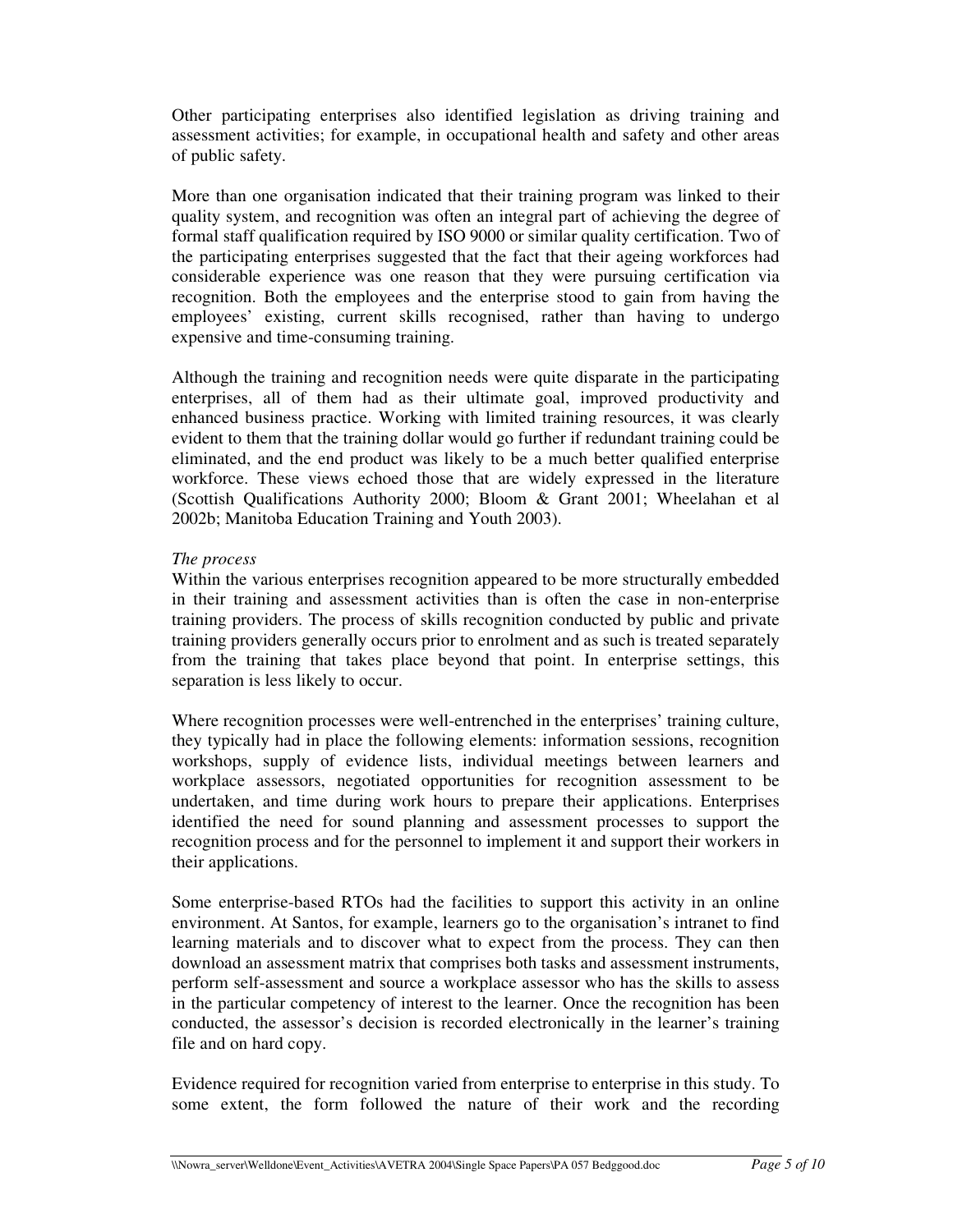Other participating enterprises also identified legislation as driving training and assessment activities; for example, in occupational health and safety and other areas of public safety.

More than one organisation indicated that their training program was linked to their quality system, and recognition was often an integral part of achieving the degree of formal staff qualification required by ISO 9000 or similar quality certification. Two of the participating enterprises suggested that the fact that their ageing workforces had considerable experience was one reason that they were pursuing certification via recognition. Both the employees and the enterprise stood to gain from having the employees' existing, current skills recognised, rather than having to undergo expensive and time-consuming training.

Although the training and recognition needs were quite disparate in the participating enterprises, all of them had as their ultimate goal, improved productivity and enhanced business practice. Working with limited training resources, it was clearly evident to them that the training dollar would go further if redundant training could be eliminated, and the end product was likely to be a much better qualified enterprise workforce. These views echoed those that are widely expressed in the literature (Scottish Qualifications Authority 2000; Bloom & Grant 2001; Wheelahan et al 2002b; Manitoba Education Training and Youth 2003).

*The process*

Within the various enterprises recognition appeared to be more structurally embedded in their training and assessment activities than is often the case in non-enterprise training providers. The process of skills recognition conducted by public and private training providers generally occurs prior to enrolment and as such is treated separately from the training that takes place beyond that point. In enterprise settings, this separation is less likely to occur.

Where recognition processes were well-entrenched in the enterprises' training culture, they typically had in place the following elements: information sessions, recognition workshops, supply of evidence lists, individual meetings between learners and workplace assessors, negotiated opportunities for recognition assessment to be undertaken, and time during work hours to prepare their applications. Enterprises identified the need for sound planning and assessment processes to support the recognition process and for the personnel to implement it and support their workers in their applications.

Some enterprise-based RTOs had the facilities to support this activity in an online environment. At Santos, for example, learners go to the organisation's intranet to find learning materials and to discover what to expect from the process. They can then download an assessment matrix that comprises both tasks and assessment instruments, perform self-assessment and source a workplace assessor who has the skills to assess in the particular competency of interest to the learner. Once the recognition has been conducted, the assessor's decision is recorded electronically in the learner's training file and on hard copy.

Evidence required for recognition varied from enterprise to enterprise in this study. To some extent, the form followed the nature of their work and the recording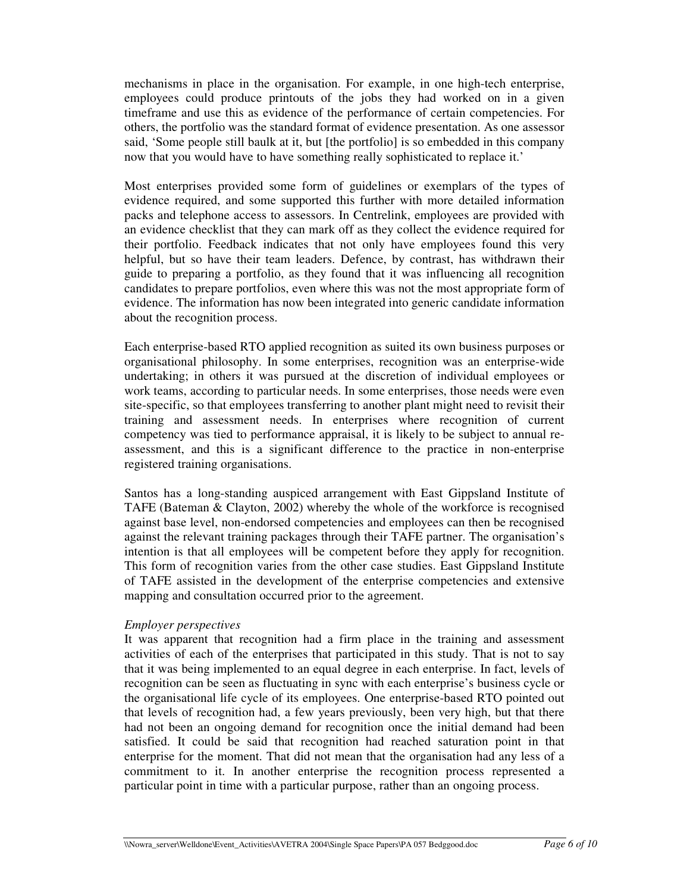mechanisms in place in the organisation. For example, in one high-tech enterprise, employees could produce printouts of the jobs they had worked on in a given timeframe and use this as evidence of the performance of certain competencies. For others, the portfolio was the standard format of evidence presentation. As one assessor said, 'Some people still baulk at it, but [the portfolio] is so embedded in this company now that you would have to have something really sophisticated to replace it.'

Most enterprises provided some form of guidelines or exemplars of the types of evidence required, and some supported this further with more detailed information packs and telephone access to assessors. In Centrelink, employees are provided with an evidence checklist that they can mark off as they collect the evidence required for their portfolio. Feedback indicates that not only have employees found this very helpful, but so have their team leaders. Defence, by contrast, has withdrawn their guide to preparing a portfolio, as they found that it was influencing all recognition candidates to prepare portfolios, even where this was not the most appropriate form of evidence. The information has now been integrated into generic candidate information about the recognition process.

Each enterprise-based RTO applied recognition as suited its own business purposes or organisational philosophy. In some enterprises, recognition was an enterprise-wide undertaking; in others it was pursued at the discretion of individual employees or work teams, according to particular needs. In some enterprises, those needs were even site-specific, so that employees transferring to another plant might need to revisit their training and assessment needs. In enterprises where recognition of current competency was tied to performance appraisal, it is likely to be subject to annual re-assessment, and this is a significant difference to the practice in non-enterprise registered training organisations.

Santos has a long-standing auspiced arrangement with East Gippsland Institute of TAFE (Bateman & Clayton, 2002) whereby the whole of the workforce is recognised against base level, non-endorsed competencies and employees can then be recognised against the relevant training packages through their TAFE partner. The organisation's intention is that all employees will be competent before they apply for recognition. This form of recognition varies from the other case studies. East Gippsland Institute of TAFE assisted in the development of the enterprise competencies and extensive mapping and consultation occurred prior to the agreement.

*Employer perspectives*

It was apparent that recognition had a firm place in the training and assessment activities of each of the enterprises that participated in this study. That is not to say that it was being implemented to an equal degree in each enterprise. In fact, levels of recognition can be seen as fluctuating in sync with each enterprise's business cycle or the organisational life cycle of its employees. One enterprise-based RTO pointed out that levels of recognition had, a few years previously, been very high, but that there had not been an ongoing demand for recognition once the initial demand had been satisfied. It could be said that recognition had reached saturation point in that enterprise for the moment. That did not mean that the organisation had any less of a commitment to it. In another enterprise the recognition process represented a particular point in time with a particular purpose, rather than an ongoing process.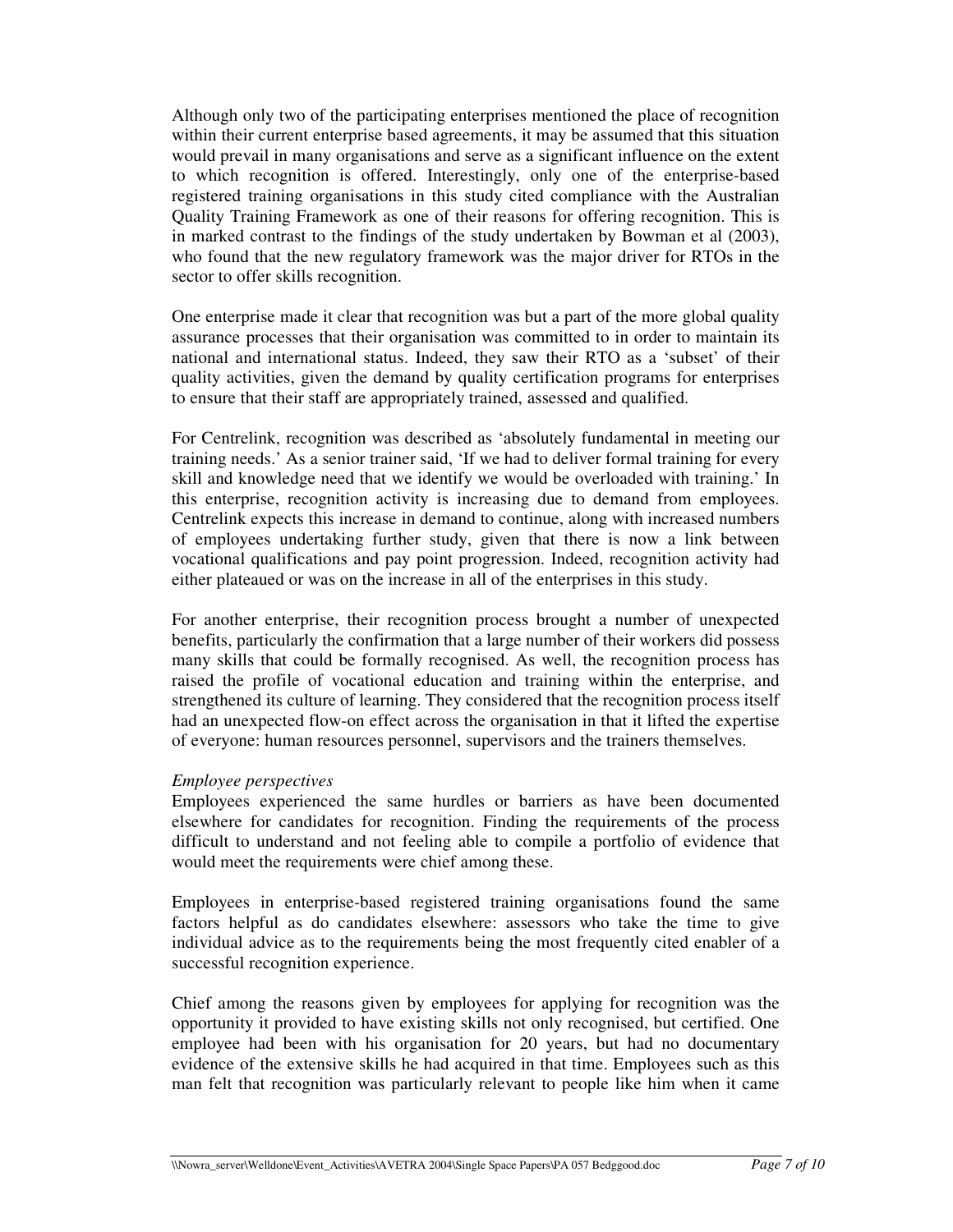Although only two of the participating enterprises mentioned the place of recognition within their current enterprise based agreements, it may be assumed that this situation would prevail in many organisations and serve as a significant influence on the extent to which recognition is offered. Interestingly, only one of the enterprise-based registered training organisations in this study cited compliance with the Australian Quality Training Framework as one of their reasons for offering recognition. This is in marked contrast to the findings of the study undertaken by Bowman et al (2003), who found that the new regulatory framework was the major driver for RTOs in the sector to offer skills recognition.

One enterprise made it clear that recognition was but a part of the more global quality assurance processes that their organisation was committed to in order to maintain its national and international status. Indeed, they saw their RTO as a 'subset' of their quality activities, given the demand by quality certification programs for enterprises to ensure that their staff are appropriately trained, assessed and qualified.

For Centrelink, recognition was described as 'absolutely fundamental in meeting our training needs.' As a senior trainer said, 'If we had to deliver formal training for every skill and knowledge need that we identify we would be overloaded with training.' In this enterprise, recognition activity is increasing due to demand from employees. Centrelink expects this increase in demand to continue, along with increased numbers of employees undertaking further study, given that there is now a link between vocational qualifications and pay point progression. Indeed, recognition activity had either plateaued or was on the increase in all of the enterprises in this study.

For another enterprise, their recognition process brought a number of unexpected benefits, particularly the confirmation that a large number of their workers did possess many skills that could be formally recognised. As well, the recognition process has raised the profile of vocational education and training within the enterprise, and strengthened its culture of learning. They considered that the recognition process itself had an unexpected flow-on effect across the organisation in that it lifted the expertise of everyone: human resources personnel, supervisors and the trainers themselves.

*Employee perspectives*

Employees experienced the same hurdles or barriers as have been documented elsewhere for candidates for recognition. Finding the requirements of the process difficult to understand and not feeling able to compile a portfolio of evidence that would meet the requirements were chief among these.

Employees in enterprise-based registered training organisations found the same factors helpful as do candidates elsewhere: assessors who take the time to give individual advice as to the requirements being the most frequently cited enabler of a successful recognition experience.

Chief among the reasons given by employees for applying for recognition was the opportunity it provided to have existing skills not only recognised, but certified. One employee had been with his organisation for 20 years, but had no documentary evidence of the extensive skills he had acquired in that time. Employees such as this man felt that recognition was particularly relevant to people like him when it came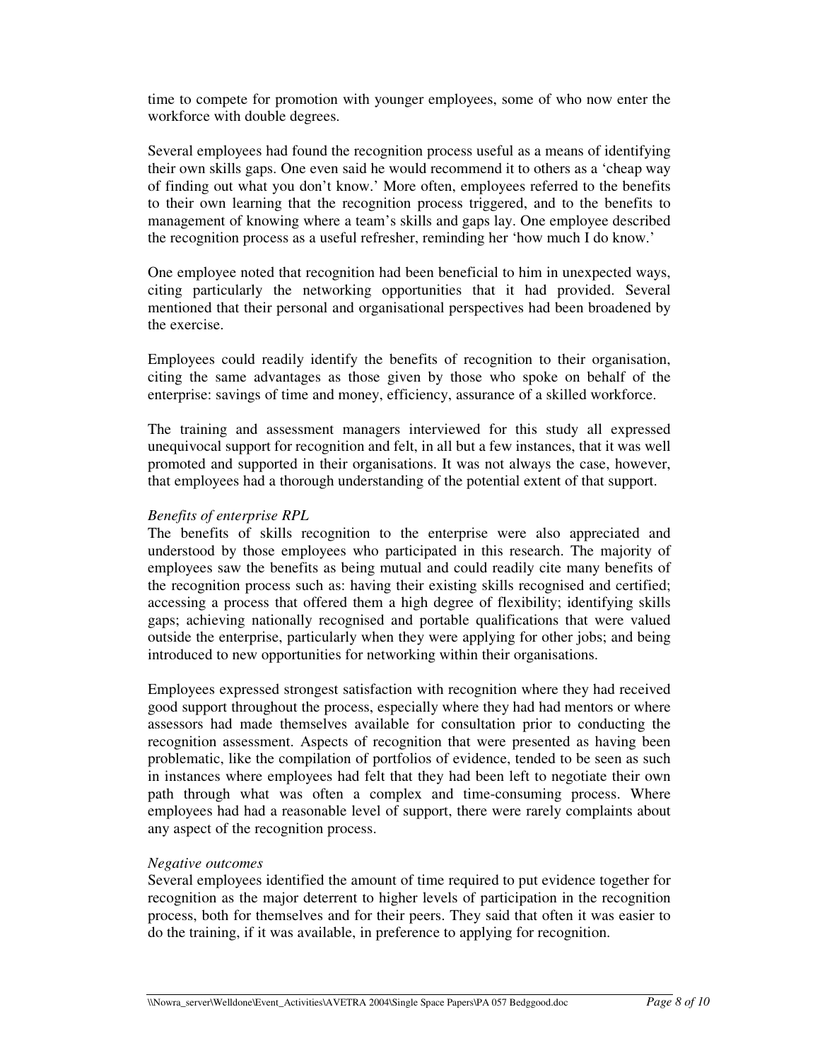time to compete for promotion with younger employees, some of who now enter the workforce with double degrees.

Several employees had found the recognition process useful as a means of identifying their own skills gaps. One even said he would recommend it to others as a 'cheap way of finding out what you don't know.' More often, employees referred to the benefits to their own learning that the recognition process triggered, and to the benefits to management of knowing where a team's skills and gaps lay. One employee described the recognition process as a useful refresher, reminding her 'how much I do know.'

One employee noted that recognition had been beneficial to him in unexpected ways, citing particularly the networking opportunities that it had provided. Several mentioned that their personal and organisational perspectives had been broadened by the exercise.

Employees could readily identify the benefits of recognition to their organisation, citing the same advantages as those given by those who spoke on behalf of the enterprise: savings of time and money, efficiency, assurance of a skilled workforce.

The training and assessment managers interviewed for this study all expressed unequivocal support for recognition and felt, in all but a few instances, that it was well promoted and supported in their organisations. It was not always the case, however, that employees had a thorough understanding of the potential extent of that support.

*Benefits of enterprise RPL*

The benefits of skills recognition to the enterprise were also appreciated and understood by those employees who participated in this research. The majority of employees saw the benefits as being mutual and could readily cite many benefits of the recognition process such as: having their existing skills recognised and certified; accessing a process that offered them a high degree of flexibility; identifying skills gaps; achieving nationally recognised and portable qualifications that were valued outside the enterprise, particularly when they were applying for other jobs; and being introduced to new opportunities for networking within their organisations.

Employees expressed strongest satisfaction with recognition where they had received good support throughout the process, especially where they had had mentors or where assessors had made themselves available for consultation prior to conducting the recognition assessment. Aspects of recognition that were presented as having been problematic, like the compilation of portfolios of evidence, tended to be seen as such in instances where employees had felt that they had been left to negotiate their own path through what was often a complex and time-consuming process. Where employees had had a reasonable level of support, there were rarely complaints about any aspect of the recognition process.

*Negative outcomes*

Several employees identified the amount of time required to put evidence together for recognition as the major deterrent to higher levels of participation in the recognition process, both for themselves and for their peers. They said that often it was easier to do the training, if it was available, in preference to applying for recognition.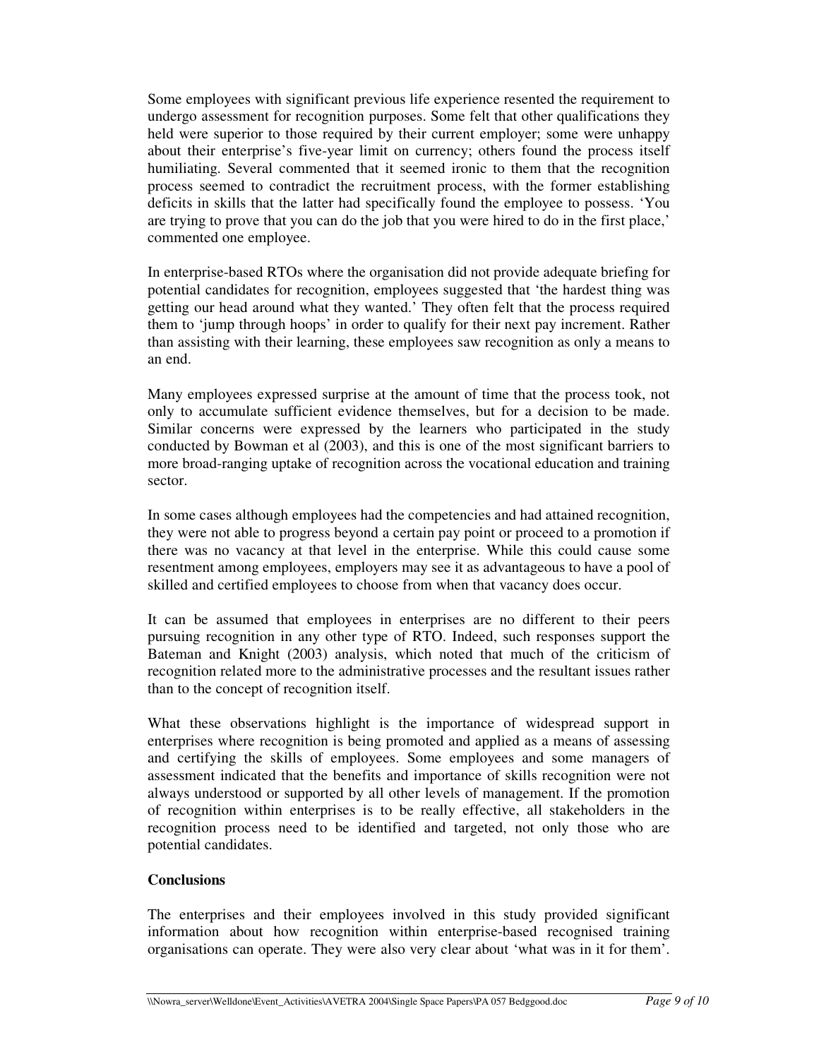Some employees with significant previous life experience resented the requirement to undergo assessment for recognition purposes. Some felt that other qualifications they held were superior to those required by their current employer; some were unhappy about their enterprise's five-year limit on currency; others found the process itself humiliating. Several commented that it seemed ironic to them that the recognition process seemed to contradict the recruitment process, with the former establishing deficits in skills that the latter had specifically found the employee to possess. 'You are trying to prove that you can do the job that you were hired to do in the first place,' commented one employee.

In enterprise-based RTOs where the organisation did not provide adequate briefing for potential candidates for recognition, employees suggested that 'the hardest thing was getting our head around what they wanted.' They often felt that the process required them to 'jump through hoops' in order to qualify for their next pay increment. Rather than assisting with their learning, these employees saw recognition as only a means to an end.

Many employees expressed surprise at the amount of time that the process took, not only to accumulate sufficient evidence themselves, but for a decision to be made. Similar concerns were expressed by the learners who participated in the study conducted by Bowman et al (2003), and this is one of the most significant barriers to more broad-ranging uptake of recognition across the vocational education and training sector.

In some cases although employees had the competencies and had attained recognition, they were not able to progress beyond a certain pay point or proceed to a promotion if there was no vacancy at that level in the enterprise. While this could cause some resentment among employees, employers may see it as advantageous to have a pool of skilled and certified employees to choose from when that vacancy does occur.

It can be assumed that employees in enterprises are no different to their peers pursuing recognition in any other type of RTO. Indeed, such responses support the Bateman and Knight (2003) analysis, which noted that much of the criticism of recognition related more to the administrative processes and the resultant issues rather than to the concept of recognition itself.

What these observations highlight is the importance of widespread support in enterprises where recognition is being promoted and applied as a means of assessing and certifying the skills of employees. Some employees and some managers of assessment indicated that the benefits and importance of skills recognition were not always understood or supported by all other levels of management. If the promotion of recognition within enterprises is to be really effective, all stakeholders in the recognition process need to be identified and targeted, not only those who are potential candidates.

## Conclusions

The enterprises and their employees involved in this study provided significant information about how recognition within enterprise-based recognised training organisations can operate. They were also very clear about 'what was in it for them'.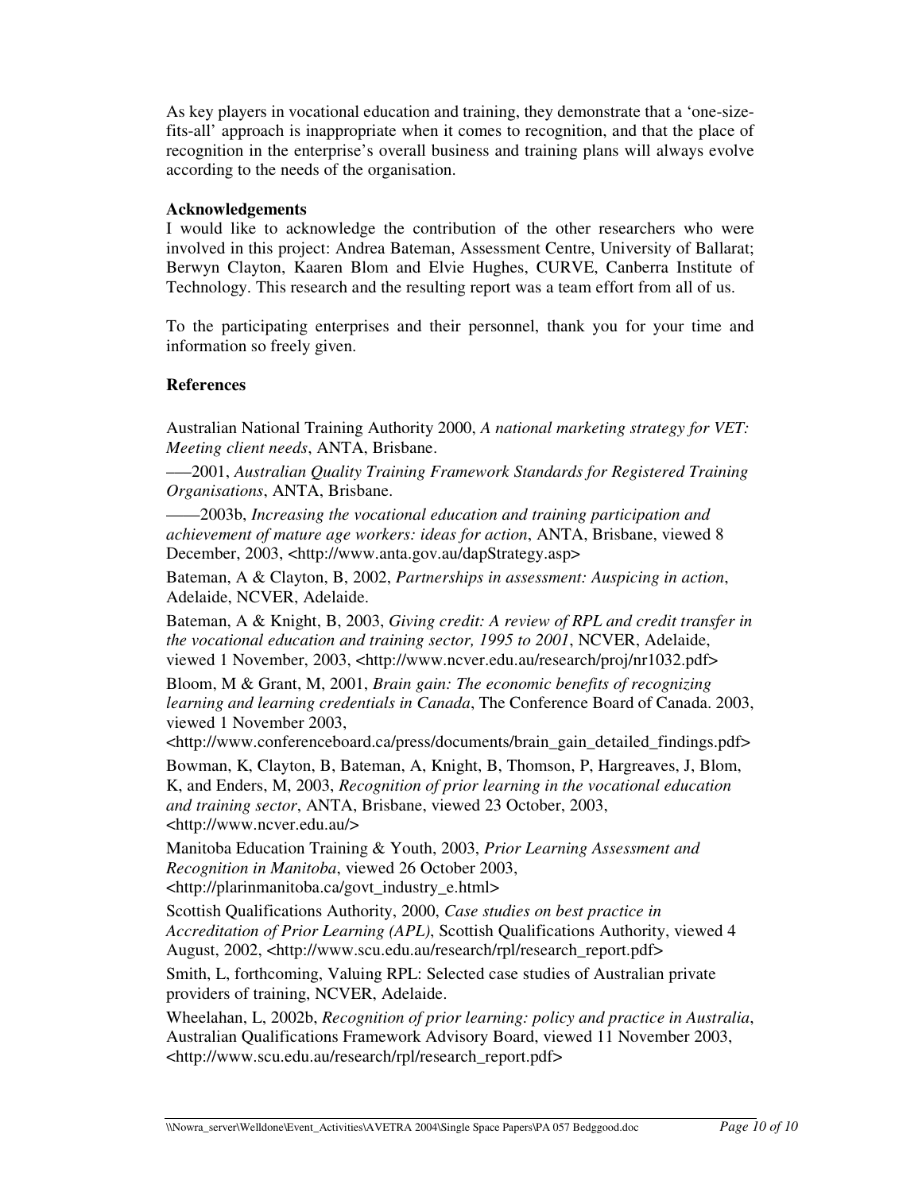As key players in vocational education and training, they demonstrate that a 'one-size-fits-all' approach is inappropriate when it comes to recognition, and that the place of recognition in the enterprise's overall business and training plans will always evolve according to the needs of the organisation.

**Acknowledgements**

I would like to acknowledge the contribution of the other researchers who were involved in this project: Andrea Bateman, Assessment Centre, University of Ballarat; Berwyn Clayton, Kaaren Blom and Elvie Hughes, CURVE, Canberra Institute of Technology. This research and the resulting report was a team effort from all of us.

To the participating enterprises and their personnel, thank you for your time and information so freely given.

**References**

Australian National Training Authority 2000, *A national marketing strategy for VET: Meeting client needs*, ANTA, Brisbane.

–––2001, *Australian Quality Training Framework Standards for Registered Training Organisations*, ANTA, Brisbane.

––––2003b, *Increasing the vocational education and training participation and achievement of mature age workers: ideas for action*, ANTA, Brisbane, viewed 8 December, 2003, <http://www.anta.gov.au/dapStrategy.asp>

Bateman, A & Clayton, B, 2002, *Partnerships in assessment: Auspicing in action*, Adelaide, NCVER, Adelaide.

Bateman, A & Knight, B, 2003, *Giving credit: A review of RPL and credit transfer in the vocational education and training sector, 1995 to 2001*, NCVER, Adelaide, viewed 1 November, 2003, <http://www.ncver.edu.au/research/proj/nr1032.pdf>

Bloom, M & Grant, M, 2001, *Brain gain: The economic benefits of recognizing learning and learning credentials in Canada*, The Conference Board of Canada. 2003, viewed 1 November 2003, <http://www.conferenceboard.ca/press/documents/brain_gain_detailed_findings.pdf>

Bowman, K, Clayton, B, Bateman, A, Knight, B, Thomson, P, Hargreaves, J, Blom, K, and Enders, M, 2003, *Recognition of prior learning in the vocational education and training sector*, ANTA, Brisbane, viewed 23 October, 2003, <http://www.ncver.edu.au/>

Manitoba Education Training & Youth, 2003, *Prior Learning Assessment and Recognition in Manitoba*, viewed 26 October 2003, <http://plarinmanitoba.ca/govt_industry_e.html>

Scottish Qualifications Authority, 2000, *Case studies on best practice in Accreditation of Prior Learning (APL)*, Scottish Qualifications Authority, viewed 4 August, 2002, <http://www.scu.edu.au/research/rpl/research_report.pdf>

Smith, L, forthcoming, Valuing RPL: Selected case studies of Australian private providers of training, NCVER, Adelaide.

Wheelahan, L, 2002b, *Recognition of prior learning: policy and practice in Australia*, Australian Qualifications Framework Advisory Board, viewed 11 November 2003, <http://www.scu.edu.au/research/rpl/research_report.pdf>